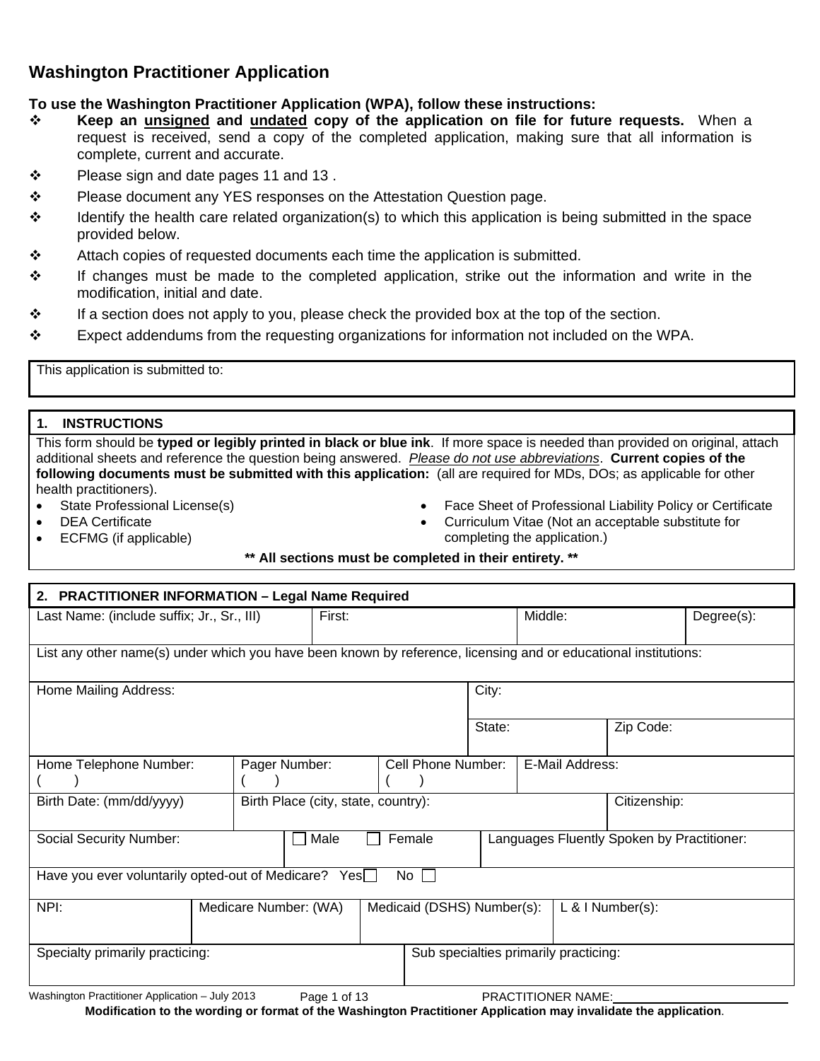# Washington Practitioner Application

**To use the Washington Practitioner Application (WPA), follow these instructions:**

- **Keep an <u>unsigned</u> and <u>undated</u> copy of the application on file for future requests.** When a request is received, send a copy of the completed application, making sure that all information is complete, current and accurate.
- Please sign and date pages 11 and 13 .
- Please document any YES responses on the Attestation Question page.
- Identify the health care related organization(s) to which this application is being submitted in the space provided below.
- Attach copies of requested documents each time the application is submitted.
- If changes must be made to the completed application, strike out the information and write in the modification, initial and date.
- If a section does not apply to you, please check the provided box at the top of the section.
- Expect addendums from the requesting organizations for information not included on the WPA.

| This application is submitted to: |
|---|
| |

## 1. INSTRUCTIONS

This form should be **typed or legibly printed in black or blue ink**. If more space is needed than provided on original, attach additional sheets and reference the question being answered. *<u>Please do not use abbreviations</u>*. **Current copies of the following documents must be submitted with this application:** (all are required for MDs, DOs; as applicable for other health practitioners).

- State Professional License(s)
- DEA Certificate
- ECFMG (if applicable)
- Face Sheet of Professional Liability Policy or Certificate
- Curriculum Vitae (Not an acceptable substitute for completing the application.)

**\*\* All sections must be completed in their entirety. \*\***

## 2. PRACTITIONER INFORMATION – Legal Name Required

| Last Name: (include suffix; Jr., Sr., III) | First: | Middle: | Degree(s): |
|---|---|---|---|
| List any other name(s) under which you have been known by reference, licensing and or educational institutions: | | | |

| Home Mailing Address: | City: | |
|---|---|---|
| | State: | Zip Code: |

| Home Telephone Number: ( ) | Pager Number: ( ) | Cell Phone Number: ( ) | E-Mail Address: |
|---|---|---|---|
| Birth Date: (mm/dd/yyyy) | Birth Place (city, state, country): | | Citizenship: |
| Social Security Number: | ☐ Male ☐ Female | | Languages Fluently Spoken by Practitioner: |

Have you ever voluntarily opted-out of Medicare? Yes ☐ No ☐

| NPI: | Medicare Number: (WA) | Medicaid (DSHS) Number(s): | L & I Number(s): |
|---|---|---|---|
| Specialty primarily practicing: | | Sub specialties primarily practicing: | |

PRACTITIONER NAME: ______________________

**Modification to the wording or format of the Washington Practitioner Application may invalidate the application**.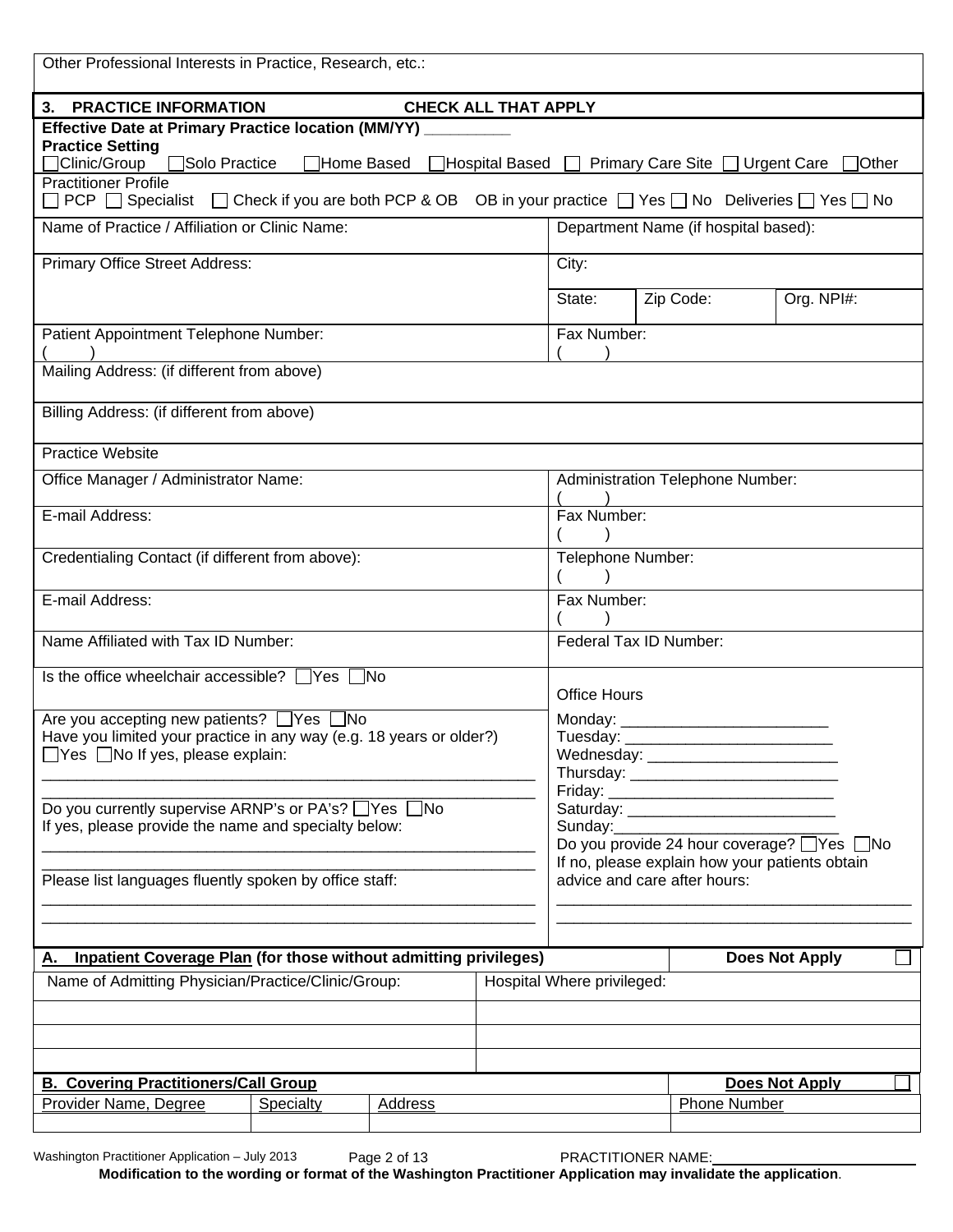Other Professional Interests in Practice, Research, etc.:

## 3. PRACTICE INFORMATION CHECK ALL THAT APPLY

**Effective Date at Primary Practice location (MM/YY)** _________

**Practice Setting**
☐Clinic/Group ☐Solo Practice ☐Home Based ☐Hospital Based ☐ Primary Care Site ☐ Urgent Care ☐Other

Practitioner Profile
☐ PCP ☐ Specialist ☐ Check if you are both PCP & OB OB in your practice ☐ Yes ☐ No Deliveries ☐ Yes ☐ No

| Name of Practice / Affiliation or Clinic Name: | Department Name (if hospital based): | | |
|---|---|---|---|
| Primary Office Street Address: | City: | | |
| | State: | Zip Code: | Org. NPI#: |
| Patient Appointment Telephone Number: ( ) | Fax Number: ( ) | | |

Mailing Address: (if different from above)

Billing Address: (if different from above)

Practice Website

| | |
|---|---|
| Office Manager / Administrator Name: | Administration Telephone Number: ( ) |
| E-mail Address: | Fax Number: ( ) |
| Credentialing Contact (if different from above): | Telephone Number: ( ) |
| E-mail Address: | Fax Number: ( ) |
| Name Affiliated with Tax ID Number: | Federal Tax ID Number: |

Is the office wheelchair accessible? ☐Yes ☐No

Are you accepting new patients? ☐Yes ☐No
Have you limited your practice in any way (e.g. 18 years or older?)
☐Yes ☐No If yes, please explain:
_______________________________________________________
_______________________________________________________

Do you currently supervise ARNP's or PA's? ☐Yes ☐No
If yes, please provide the name and specialty below:
_______________________________________________________
_______________________________________________________

Please list languages fluently spoken by office staff:
_______________________________________________________
_______________________________________________________

Office Hours

Monday: ________________________
Tuesday: ________________________
Wednesday: ______________________
Thursday: ________________________
Friday: __________________________
Saturday: ________________________
Sunday:__________________________

Do you provide 24 hour coverage? ☐Yes ☐No
If no, please explain how your patients obtain advice and care after hours:
_________________________________________
_________________________________________

### A. Inpatient Coverage Plan (for those without admitting privileges) — Does Not Apply ☐

| Name of Admitting Physician/Practice/Clinic/Group: | Hospital Where privileged: |
|---|---|
| | |
| | |
| | |

### B. Covering Practitioners/Call Group — Does Not Apply ☐

| Provider Name, Degree | Specialty | Address | Phone Number |
|---|---|---|---|
| | | | |

PRACTITIONER NAME:________________________

**Modification to the wording or format of the Washington Practitioner Application may invalidate the application**.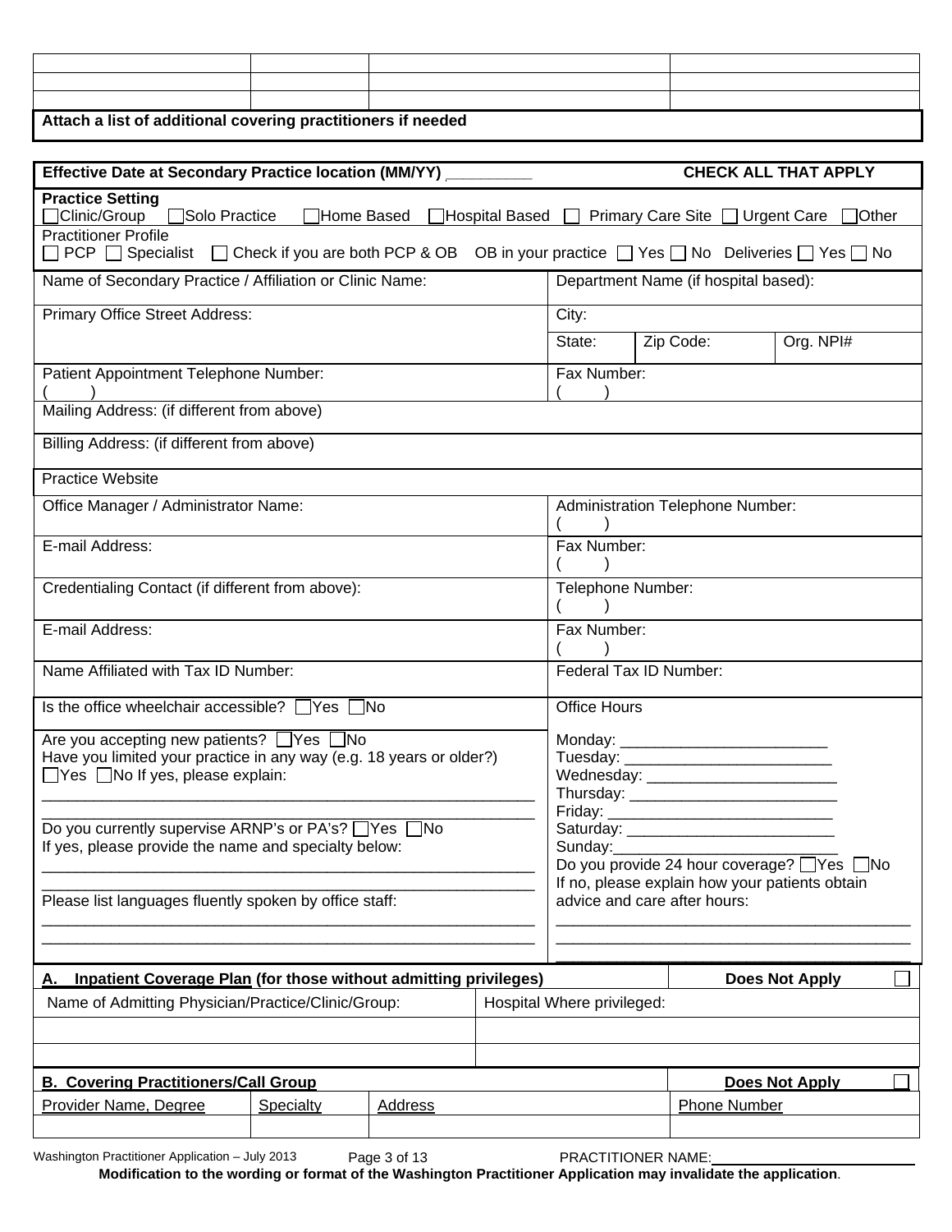| | | | |
|---|---|---|---|
| | | | |
| | | | |
| | | | |

**Attach a list of additional covering practitioners if needed**

**Effective Date at Secondary Practice location (MM/YY) _________** **CHECK ALL THAT APPLY**

**Practice Setting**
☐Clinic/Group ☐Solo Practice ☐Home Based ☐Hospital Based ☐ Primary Care Site ☐ Urgent Care ☐Other

Practitioner Profile
☐ PCP ☐ Specialist ☐ Check if you are both PCP & OB OB in your practice ☐ Yes ☐ No Deliveries ☐ Yes ☐ No

| Name of Secondary Practice / Affiliation or Clinic Name: | Department Name (if hospital based): | | |
|---|---|---|---|
| Primary Office Street Address: | City: | | |
| | State: | Zip Code: | Org. NPI# |
| Patient Appointment Telephone Number: ( ) | Fax Number: ( ) | | |
| Mailing Address: (if different from above) | | | |
| Billing Address: (if different from above) | | | |
| Practice Website | | | |
| Office Manager / Administrator Name: | Administration Telephone Number: ( ) | | |
| E-mail Address: | Fax Number: ( ) | | |
| Credentialing Contact (if different from above): | Telephone Number: ( ) | | |
| E-mail Address: | Fax Number: ( ) | | |
| Name Affiliated with Tax ID Number: | Federal Tax ID Number: | | |
| Is the office wheelchair accessible? ☐Yes ☐No | Office Hours | | |

Are you accepting new patients? ☐Yes ☐No
Have you limited your practice in any way (e.g. 18 years or older?)
☐Yes ☐No If yes, please explain:
___________________________________________________________
___________________________________________________________

Do you currently supervise ARNP's or PA's? ☐Yes ☐No
If yes, please provide the name and specialty below:
___________________________________________________________
___________________________________________________________

Please list languages fluently spoken by office staff:
___________________________________________________________
___________________________________________________________

Monday: ________________________
Tuesday: ________________________
Wednesday: ______________________
Thursday: ________________________
Friday: __________________________
Saturday: ________________________
Sunday:__________________________
Do you provide 24 hour coverage? ☐Yes ☐No
If no, please explain how your patients obtain advice and care after hours:
_________________________________________
_________________________________________
_________________________________________

**A. Inpatient Coverage Plan (for those without admitting privileges)** **Does Not Apply** ☐

| Name of Admitting Physician/Practice/Clinic/Group: | Hospital Where privileged: |
|---|---|
| | |
| | |

**B. Covering Practitioners/Call Group** **Does Not Apply** ☐

| Provider Name, Degree | Specialty | Address | Phone Number |
|---|---|---|---|
| | | | |

PRACTITIONER NAME:________________________

**Modification to the wording or format of the Washington Practitioner Application may invalidate the application.**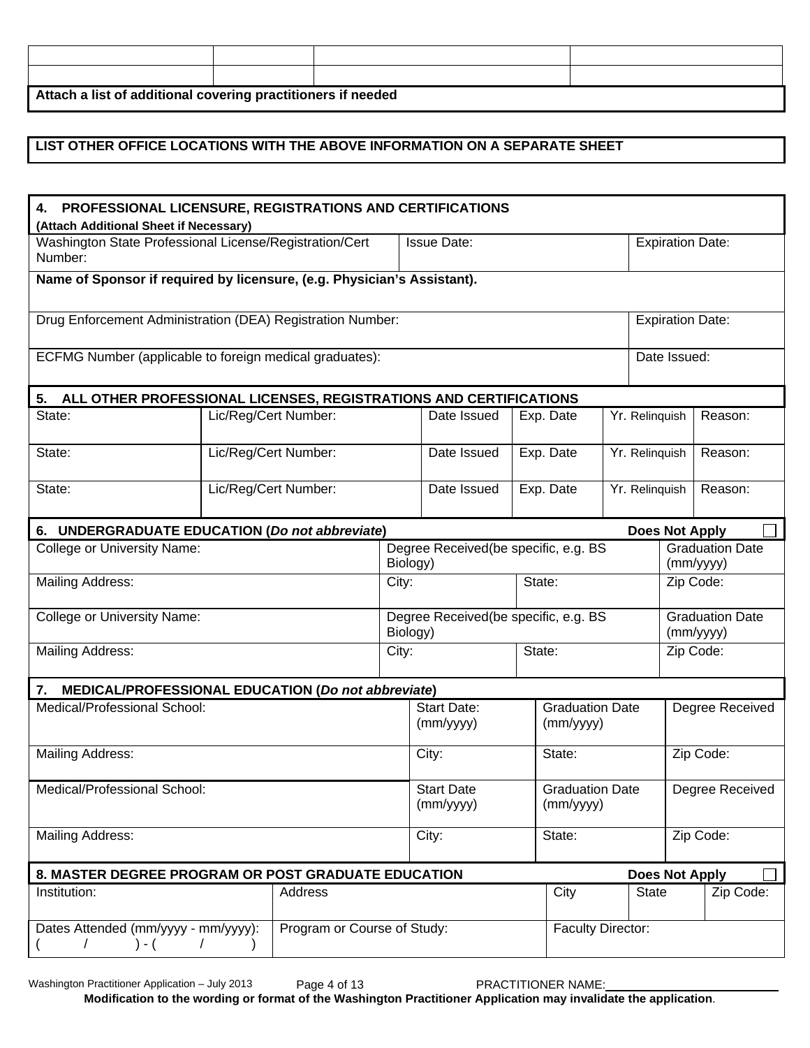| | | | |
|---|---|---|---|
| | | | |
| | | | |

**Attach a list of additional covering practitioners if needed**

**LIST OTHER OFFICE LOCATIONS WITH THE ABOVE INFORMATION ON A SEPARATE SHEET**

## 4. PROFESSIONAL LICENSURE, REGISTRATIONS AND CERTIFICATIONS

**(Attach Additional Sheet if Necessary)**

| Washington State Professional License/Registration/Cert Number: | Issue Date: | Expiration Date: |
|---|---|---|
| **Name of Sponsor if required by licensure, (e.g. Physician's Assistant).** | | |
| Drug Enforcement Administration (DEA) Registration Number: | | Expiration Date: |
| ECFMG Number (applicable to foreign medical graduates): | | Date Issued: |

## 5. ALL OTHER PROFESSIONAL LICENSES, REGISTRATIONS AND CERTIFICATIONS

| State: | Lic/Reg/Cert Number: | Date Issued | Exp. Date | Yr. Relinquish | Reason: |
|---|---|---|---|---|---|
| State: | Lic/Reg/Cert Number: | Date Issued | Exp. Date | Yr. Relinquish | Reason: |
| State: | Lic/Reg/Cert Number: | Date Issued | Exp. Date | Yr. Relinquish | Reason: |

## 6. UNDERGRADUATE EDUCATION (*Do not abbreviate*) **Does Not Apply** ☐

| College or University Name: | Degree Received(be specific, e.g. BS Biology) | | Graduation Date (mm/yyyy) |
|---|---|---|---|
| Mailing Address: | City: | State: | Zip Code: |
| College or University Name: | Degree Received(be specific, e.g. BS Biology) | | Graduation Date (mm/yyyy) |
| Mailing Address: | City: | State: | Zip Code: |

## 7. MEDICAL/PROFESSIONAL EDUCATION (*Do not abbreviate*)

| Medical/Professional School: | Start Date: (mm/yyyy) | Graduation Date (mm/yyyy) | Degree Received |
|---|---|---|---|
| Mailing Address: | City: | State: | Zip Code: |
| Medical/Professional School: | Start Date (mm/yyyy) | Graduation Date (mm/yyyy) | Degree Received |
| Mailing Address: | City: | State: | Zip Code: |

## 8. MASTER DEGREE PROGRAM OR POST GRADUATE EDUCATION **Does Not Apply** ☐

| Institution: | Address | City | State | Zip Code: |
|---|---|---|---|---|
| Dates Attended (mm/yyyy - mm/yyyy): ( / ) - ( / ) | Program or Course of Study: | Faculty Director: | | |

PRACTITIONER NAME:\_\_\_\_\_\_\_\_\_\_\_\_\_\_\_\_\_\_\_\_\_\_\_\_

**Modification to the wording or format of the Washington Practitioner Application may invalidate the application.**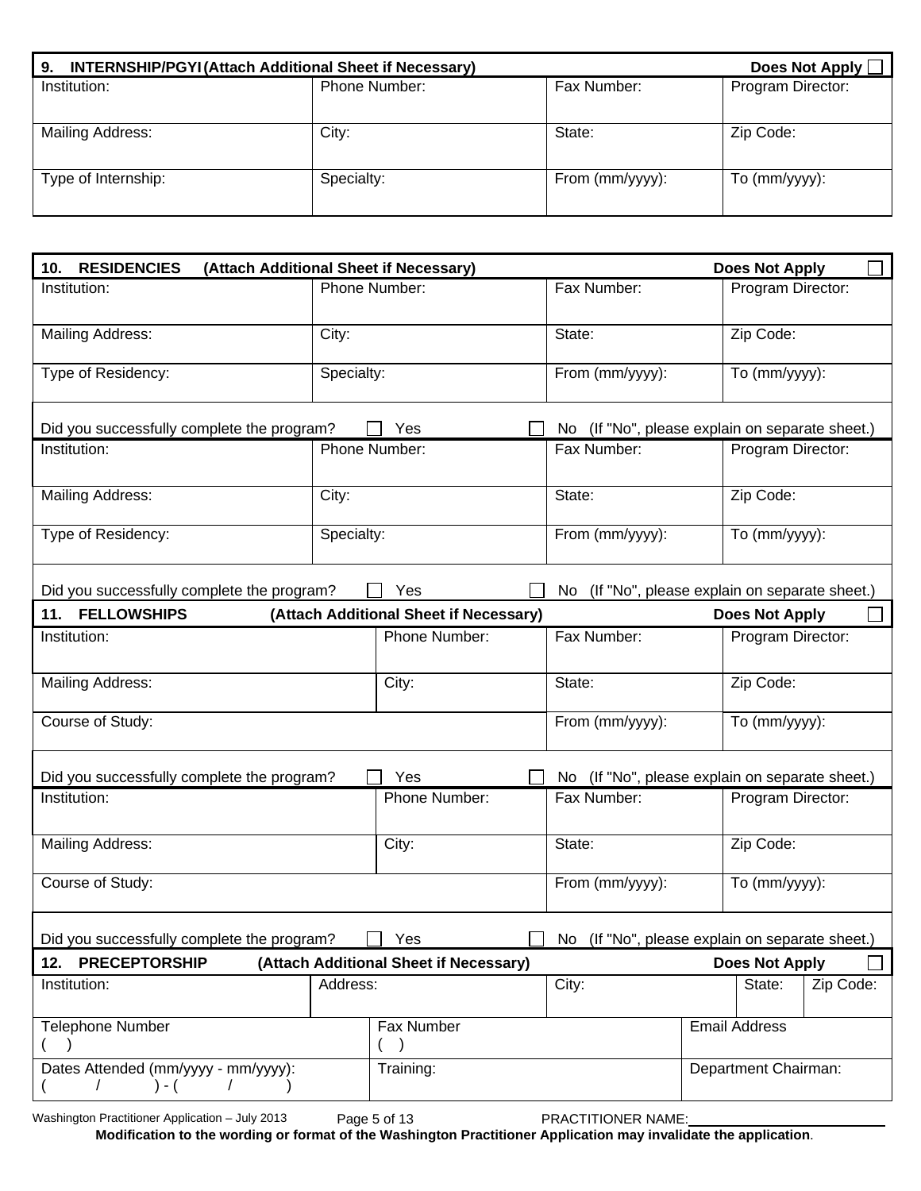## 9. INTERNSHIP/PGYI (Attach Additional Sheet if Necessary) — Does Not Apply ☐

| Institution: | Phone Number: | Fax Number: | Program Director: |
|---|---|---|---|
| Mailing Address: | City: | State: | Zip Code: |
| Type of Internship: | Specialty: | From (mm/yyyy): | To (mm/yyyy): |

## 10. RESIDENCIES (Attach Additional Sheet if Necessary) — Does Not Apply ☐

| Institution: | Phone Number: | Fax Number: | Program Director: |
|---|---|---|---|
| Mailing Address: | City: | State: | Zip Code: |
| Type of Residency: | Specialty: | From (mm/yyyy): | To (mm/yyyy): |

Did you successfully complete the program? ☐ Yes ☐ No (If "No", please explain on separate sheet.)

| Institution: | Phone Number: | Fax Number: | Program Director: |
|---|---|---|---|
| Mailing Address: | City: | State: | Zip Code: |
| Type of Residency: | Specialty: | From (mm/yyyy): | To (mm/yyyy): |

Did you successfully complete the program? ☐ Yes ☐ No (If "No", please explain on separate sheet.)

## 11. FELLOWSHIPS (Attach Additional Sheet if Necessary) — Does Not Apply ☐

| Institution: | Phone Number: | Fax Number: | Program Director: |
|---|---|---|---|
| Mailing Address: | City: | State: | Zip Code: |
| Course of Study: | | From (mm/yyyy): | To (mm/yyyy): |

Did you successfully complete the program? ☐ Yes ☐ No (If "No", please explain on separate sheet.)

| Institution: | Phone Number: | Fax Number: | Program Director: |
|---|---|---|---|
| Mailing Address: | City: | State: | Zip Code: |
| Course of Study: | | From (mm/yyyy): | To (mm/yyyy): |

Did you successfully complete the program? ☐ Yes ☐ No (If "No", please explain on separate sheet.)

## 12. PRECEPTORSHIP (Attach Additional Sheet if Necessary) — Does Not Apply ☐

| Institution: | Address: | City: | State: | Zip Code: |
|---|---|---|---|---|
| Telephone Number ( ) | Fax Number ( ) | | Email Address | |
| Dates Attended (mm/yyyy - mm/yyyy): ( / ) - ( / ) | Training: | | Department Chairman: | |

PRACTITIONER NAME: ____________________

**Modification to the wording or format of the Washington Practitioner Application may invalidate the application.**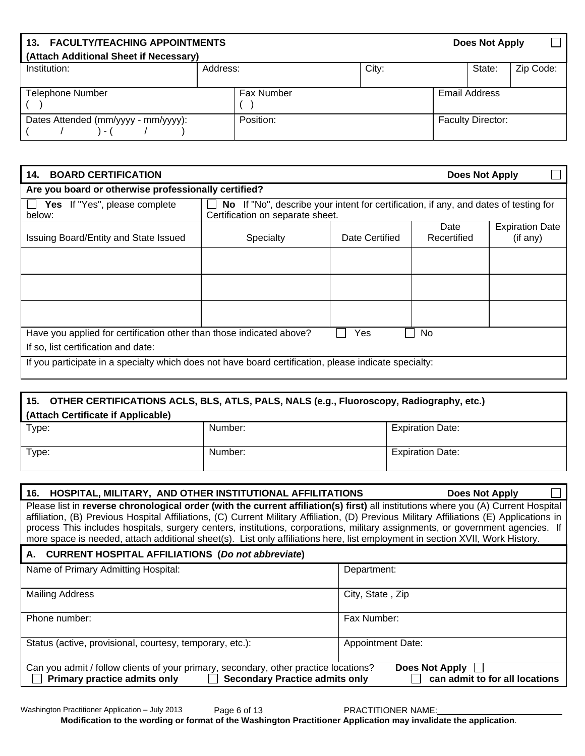## 13. FACULTY/TEACHING APPOINTMENTS

Does Not Apply ☐

**(Attach Additional Sheet if Necessary)**

| Institution: | Address: | City: | State: | Zip Code: |
|---|---|---|---|---|
| | | | | |

| Telephone Number | Fax Number | Email Address |
|---|---|---|
| ( ) | ( ) | |
| **Dates Attended (mm/yyyy - mm/yyyy):** | **Position:** | **Faculty Director:** |
| ( / ) - ( / ) | | |

## 14. BOARD CERTIFICATION

Does Not Apply ☐

**Are you board or otherwise professionally certified?**

☐ **Yes** If "Yes", please complete below:

☐ **No** If "No", describe your intent for certification, if any, and dates of testing for Certification on separate sheet.

| Issuing Board/Entity and State Issued | Specialty | Date Certified | Date Recertified | Expiration Date (if any) |
|---|---|---|---|---|
| | | | | |
| | | | | |
| | | | | |

Have you applied for certification other than those indicated above? ☐ Yes ☐ No

If so, list certification and date:

If you participate in a specialty which does not have board certification, please indicate specialty:

## 15. OTHER CERTIFICATIONS ACLS, BLS, ATLS, PALS, NALS (e.g., Fluoroscopy, Radiography, etc.)

**(Attach Certificate if Applicable)**

| Type: | Number: | Expiration Date: |
|---|---|---|
| Type: | Number: | Expiration Date: |

## 16. HOSPITAL, MILITARY, AND OTHER INSTITUTIONAL AFFILITATIONS

Does Not Apply ☐

Please list in **reverse chronological order (with the current affiliation(s) first)** all institutions where you (A) Current Hospital affiliation, (B) Previous Hospital Affiliations, (C) Current Military Affiliation, (D) Previous Military Affiliations (E) Applications in process This includes hospitals, surgery centers, institutions, corporations, military assignments, or government agencies. If more space is needed, attach additional sheet(s). List only affiliations here, list employment in section XVII, Work History.

### A. CURRENT HOSPITAL AFFILIATIONS (*Do not abbreviate*)

| Name of Primary Admitting Hospital: | Department: |
|---|---|
| Mailing Address | City, State , Zip |
| Phone number: | Fax Number: |
| Status (active, provisional, courtesy, temporary, etc.): | Appointment Date: |

Can you admit / follow clients of your primary, secondary, other practice locations? **Does Not Apply** ☐

☐ **Primary practice admits only** ☐ **Secondary Practice admits only** ☐ **can admit to for all locations**

PRACTITIONER NAME:

**Modification to the wording or format of the Washington Practitioner Application may invalidate the application**.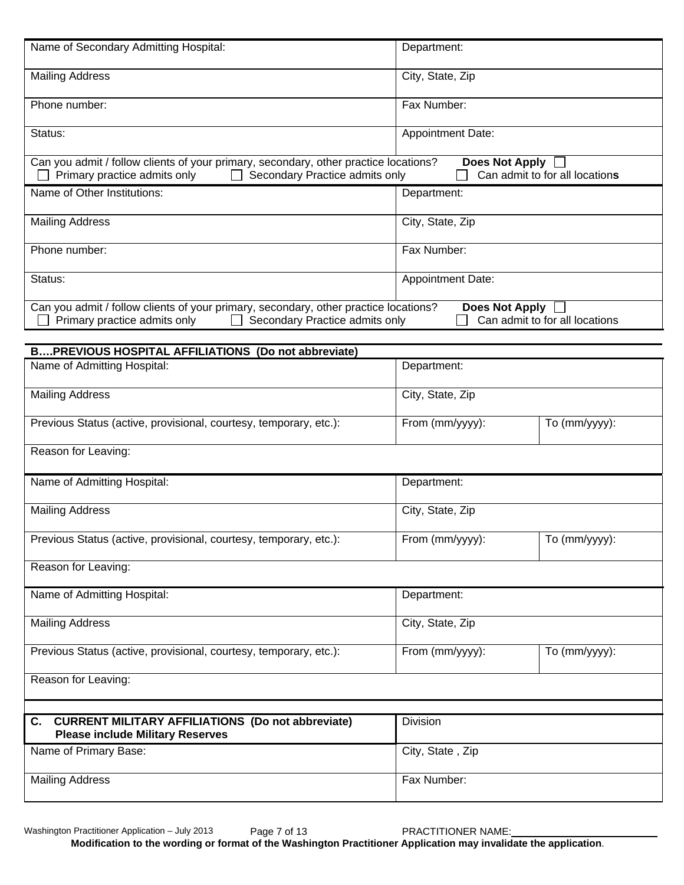| Name of Secondary Admitting Hospital: | Department: |
|---|---|
| Mailing Address | City, State, Zip |
| Phone number: | Fax Number: |
| Status: | Appointment Date: |

Can you admit / follow clients of your primary, secondary, other practice locations? **Does Not Apply** ☐
☐ Primary practice admits only ☐ Secondary Practice admits only ☐ Can admit to for all locations

| Name of Other Institutions: | Department: |
|---|---|
| Mailing Address | City, State, Zip |
| Phone number: | Fax Number: |
| Status: | Appointment Date: |

Can you admit / follow clients of your primary, secondary, other practice locations? **Does Not Apply** ☐
☐ Primary practice admits only ☐ Secondary Practice admits only ☐ Can admit to for all locations

## B….PREVIOUS HOSPITAL AFFILIATIONS (Do not abbreviate)

| Name of Admitting Hospital: | Department: | |
|---|---|---|
| Mailing Address | City, State, Zip | |
| Previous Status (active, provisional, courtesy, temporary, etc.): | From (mm/yyyy): | To (mm/yyyy): |
| Reason for Leaving: | | |

| Name of Admitting Hospital: | Department: | |
|---|---|---|
| Mailing Address | City, State, Zip | |
| Previous Status (active, provisional, courtesy, temporary, etc.): | From (mm/yyyy): | To (mm/yyyy): |
| Reason for Leaving: | | |

| Name of Admitting Hospital: | Department: | |
|---|---|---|
| Mailing Address | City, State, Zip | |
| Previous Status (active, provisional, courtesy, temporary, etc.): | From (mm/yyyy): | To (mm/yyyy): |
| Reason for Leaving: | | |

| **C. CURRENT MILITARY AFFILIATIONS (Do not abbreviate) Please include Military Reserves** | Division |
|---|---|
| Name of Primary Base: | City, State , Zip |
| Mailing Address | Fax Number: |

PRACTITIONER NAME:\_\_\_\_\_\_\_\_\_\_\_\_\_\_\_\_\_\_\_\_\_\_\_\_

**Modification to the wording or format of the Washington Practitioner Application may invalidate the application**.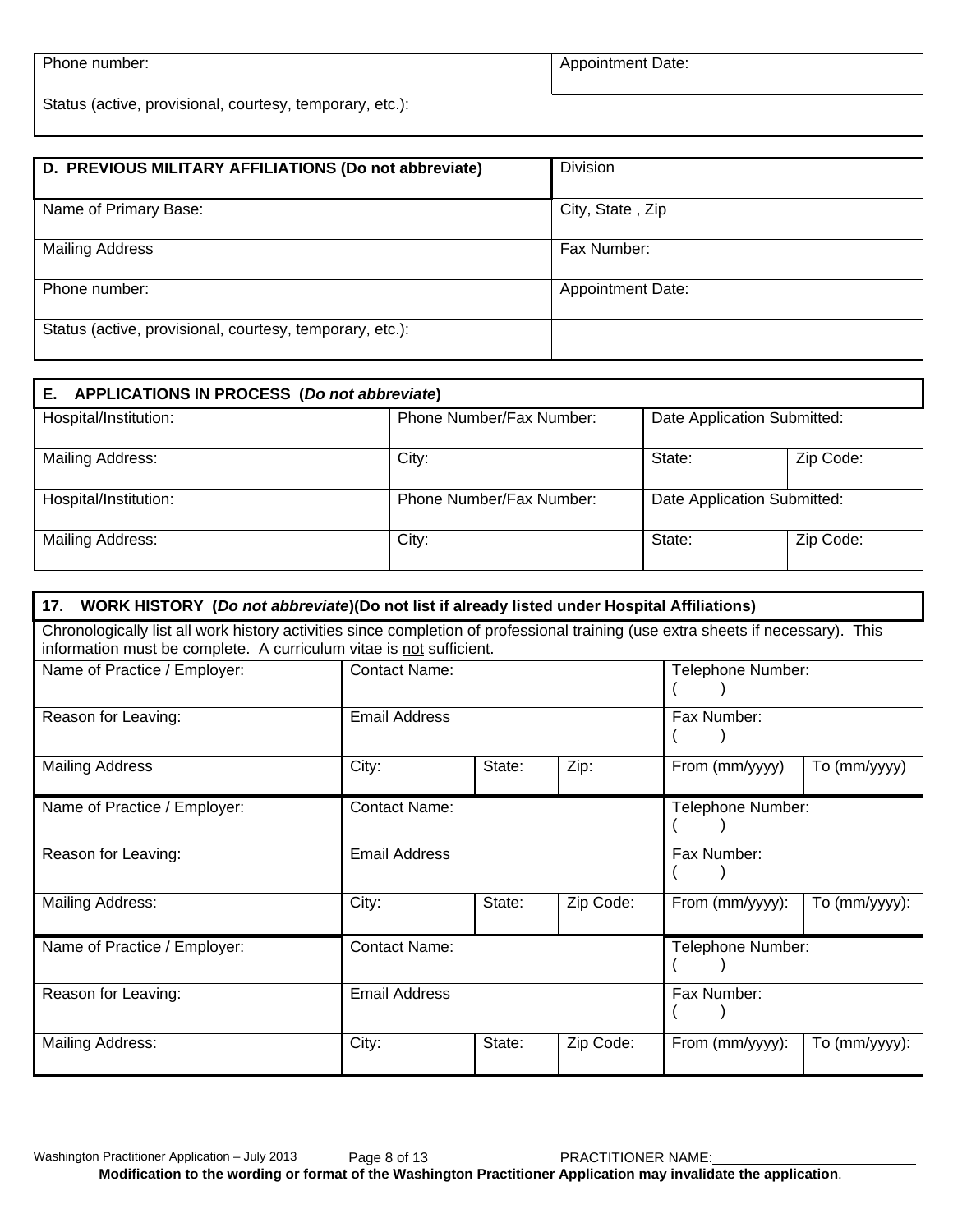| Phone number: | Appointment Date: |
|---|---|
| Status (active, provisional, courtesy, temporary, etc.): | |

| **D. PREVIOUS MILITARY AFFILIATIONS (Do not abbreviate)** | Division |
|---|---|
| Name of Primary Base: | City, State , Zip |
| Mailing Address | Fax Number: |
| Phone number: | Appointment Date: |
| Status (active, provisional, courtesy, temporary, etc.): | |

| **E. APPLICATIONS IN PROCESS (*Do not abbreviate*)** | | | |
|---|---|---|---|
| Hospital/Institution: | Phone Number/Fax Number: | Date Application Submitted: | |
| Mailing Address: | City: | State: | Zip Code: |
| Hospital/Institution: | Phone Number/Fax Number: | Date Application Submitted: | |
| Mailing Address: | City: | State: | Zip Code: |

| **17. WORK HISTORY (*Do not abbreviate*)(Do not list if already listed under Hospital Affiliations)** | | | | | |
|---|---|---|---|---|---|
| Chronologically list all work history activities since completion of professional training (use extra sheets if necessary). This information must be complete. A curriculum vitae is not sufficient. | | | | | |
| Name of Practice / Employer: | Contact Name: | | | Telephone Number: ( ) | |
| Reason for Leaving: | Email Address | | | Fax Number: ( ) | |
| Mailing Address | City: | State: | Zip: | From (mm/yyyy) | To (mm/yyyy) |
| Name of Practice / Employer: | Contact Name: | | | Telephone Number: ( ) | |
| Reason for Leaving: | Email Address | | | Fax Number: ( ) | |
| Mailing Address: | City: | State: | Zip Code: | From (mm/yyyy): | To (mm/yyyy): |
| Name of Practice / Employer: | Contact Name: | | | Telephone Number: ( ) | |
| Reason for Leaving: | Email Address | | | Fax Number: ( ) | |
| Mailing Address: | City: | State: | Zip Code: | From (mm/yyyy): | To (mm/yyyy): |

PRACTITIONER NAME:\_\_\_\_\_\_\_\_\_\_\_\_\_\_\_\_\_\_\_\_\_\_\_\_

**Modification to the wording or format of the Washington Practitioner Application may invalidate the application**.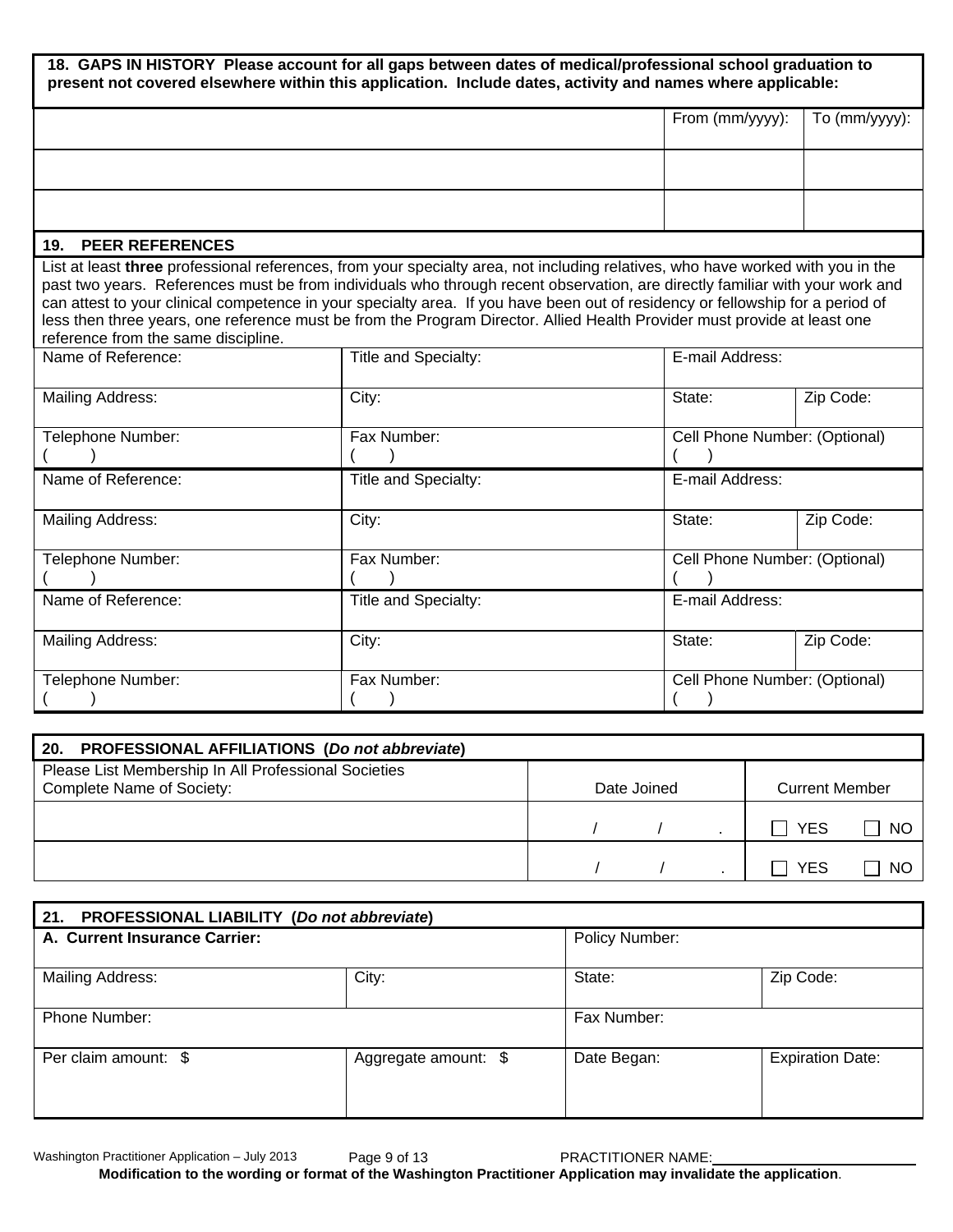## 18. GAPS IN HISTORY Please account for all gaps between dates of medical/professional school graduation to present not covered elsewhere within this application. Include dates, activity and names where applicable:

| | From (mm/yyyy): | To (mm/yyyy): |
|---|---|---|
| | | |
| | | |
| | | |

## 19. PEER REFERENCES

List at least **three** professional references, from your specialty area, not including relatives, who have worked with you in the past two years. References must be from individuals who through recent observation, are directly familiar with your work and can attest to your clinical competence in your specialty area. If you have been out of residency or fellowship for a period of less then three years, one reference must be from the Program Director. Allied Health Provider must provide at least one reference from the same discipline.

| Name of Reference: | Title and Specialty: | E-mail Address: | |
|---|---|---|---|
| Mailing Address: | City: | State: | Zip Code: |
| Telephone Number: ( ) | Fax Number: ( ) | Cell Phone Number: (Optional) ( ) | |
| Name of Reference: | Title and Specialty: | E-mail Address: | |
| Mailing Address: | City: | State: | Zip Code: |
| Telephone Number: ( ) | Fax Number: ( ) | Cell Phone Number: (Optional) ( ) | |
| Name of Reference: | Title and Specialty: | E-mail Address: | |
| Mailing Address: | City: | State: | Zip Code: |
| Telephone Number: ( ) | Fax Number: ( ) | Cell Phone Number: (Optional) ( ) | |

## 20. PROFESSIONAL AFFILIATIONS (*Do not abbreviate*)

| Please List Membership In All Professional Societies<br>Complete Name of Society: | Date Joined | Current Member |
|---|---|---|
| | / / . | ☐ YES ☐ NO |
| | / / . | ☐ YES ☐ NO |

## 21. PROFESSIONAL LIABILITY (*Do not abbreviate*)

| **A. Current Insurance Carrier:** | | Policy Number: | |
|---|---|---|---|
| Mailing Address: | City: | State: | Zip Code: |
| Phone Number: | | Fax Number: | |
| Per claim amount: $ | Aggregate amount: $ | Date Began: | Expiration Date: |

PRACTITIONER NAME:\_\_\_\_\_\_\_\_\_\_\_\_\_\_\_\_\_\_\_\_

**Modification to the wording or format of the Washington Practitioner Application may invalidate the application**.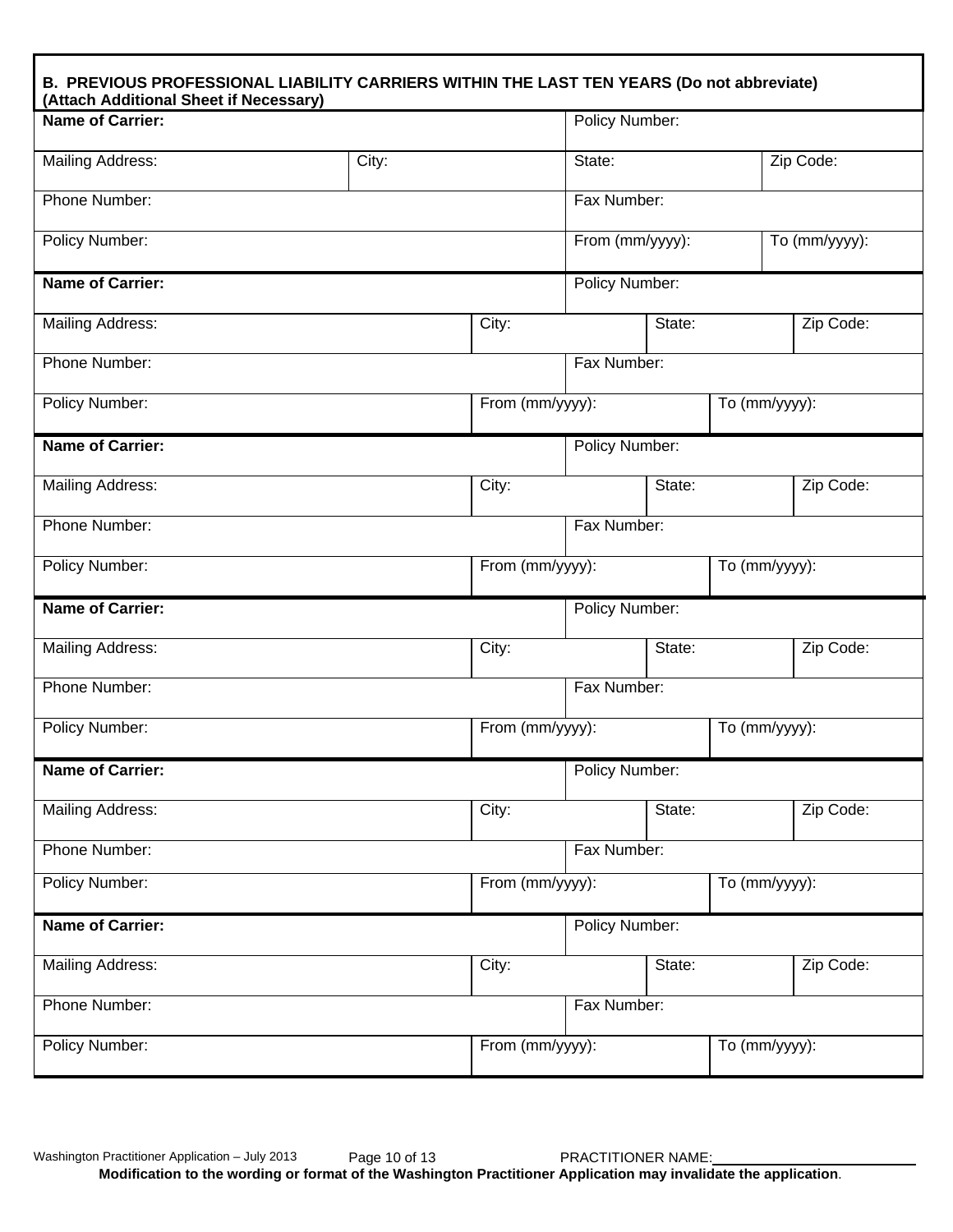**B. PREVIOUS PROFESSIONAL LIABILITY CARRIERS WITHIN THE LAST TEN YEARS (Do not abbreviate) (Attach Additional Sheet if Necessary)**

| **Name of Carrier:** | | Policy Number: | |
|---|---|---|---|
| Mailing Address: | City: | State: | Zip Code: |
| Phone Number: | | Fax Number: | |
| Policy Number: | | From (mm/yyyy): | To (mm/yyyy): |

| **Name of Carrier:** | | Policy Number: | |
|---|---|---|---|
| Mailing Address: | City: | State: | Zip Code: |
| Phone Number: | | Fax Number: | |
| Policy Number: | From (mm/yyyy): | To (mm/yyyy): | |

| **Name of Carrier:** | | Policy Number: | |
|---|---|---|---|
| Mailing Address: | City: | State: | Zip Code: |
| Phone Number: | | Fax Number: | |
| Policy Number: | From (mm/yyyy): | To (mm/yyyy): | |

| **Name of Carrier:** | | Policy Number: | |
|---|---|---|---|
| Mailing Address: | City: | State: | Zip Code: |
| Phone Number: | | Fax Number: | |
| Policy Number: | From (mm/yyyy): | To (mm/yyyy): | |

| **Name of Carrier:** | | Policy Number: | |
|---|---|---|---|
| Mailing Address: | City: | State: | Zip Code: |
| Phone Number: | | Fax Number: | |
| Policy Number: | From (mm/yyyy): | To (mm/yyyy): | |

| **Name of Carrier:** | | Policy Number: | |
|---|---|---|---|
| Mailing Address: | City: | State: | Zip Code: |
| Phone Number: | | Fax Number: | |
| Policy Number: | From (mm/yyyy): | To (mm/yyyy): | |

PRACTITIONER NAME:\_\_\_\_\_\_\_\_\_\_\_\_\_\_\_\_\_\_\_\_\_\_\_\_

**Modification to the wording or format of the Washington Practitioner Application may invalidate the application.**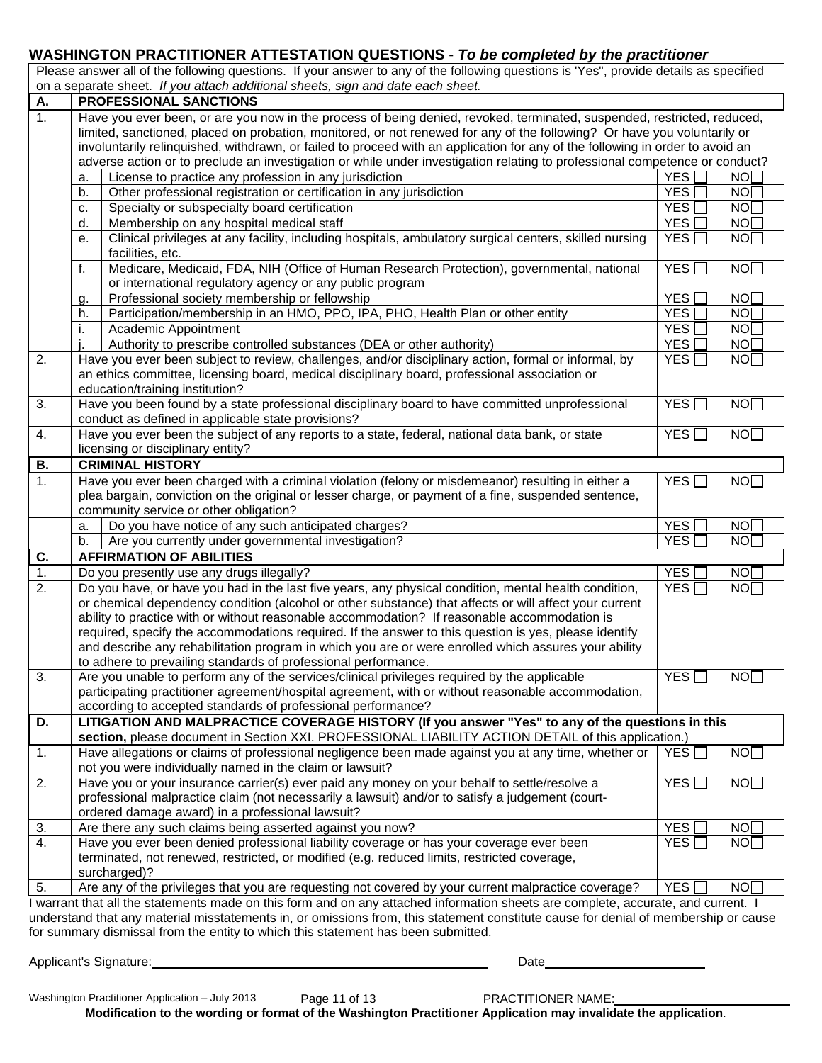## WASHINGTON PRACTITIONER ATTESTATION QUESTIONS - *To be completed by the practitioner*

Please answer all of the following questions. If your answer to any of the following questions is 'Yes", provide details as specified on a separate sheet. *If you attach additional sheets, sign and date each sheet.*

| | | | | |
|---|---|---|---|---|
| **A.** | **PROFESSIONAL SANCTIONS** | | | |
| 1. | Have you ever been, or are you now in the process of being denied, revoked, terminated, suspended, restricted, reduced, limited, sanctioned, placed on probation, monitored, or not renewed for any of the following? Or have you voluntarily or involuntarily relinquished, withdrawn, or failed to proceed with an application for any of the following in order to avoid an adverse action or to preclude an investigation or while under investigation relating to professional competence or conduct? | | | |
| | a. | License to practice any profession in any jurisdiction | YES ☐ | NO☐ |
| | b. | Other professional registration or certification in any jurisdiction | YES ☐ | NO☐ |
| | c. | Specialty or subspecialty board certification | YES ☐ | NO☐ |
| | d. | Membership on any hospital medical staff | YES ☐ | NO☐ |
| | e. | Clinical privileges at any facility, including hospitals, ambulatory surgical centers, skilled nursing facilities, etc. | YES ☐ | NO☐ |
| | f. | Medicare, Medicaid, FDA, NIH (Office of Human Research Protection), governmental, national or international regulatory agency or any public program | YES ☐ | NO☐ |
| | g. | Professional society membership or fellowship | YES ☐ | NO☐ |
| | h. | Participation/membership in an HMO, PPO, IPA, PHO, Health Plan or other entity | YES ☐ | NO☐ |
| | i. | Academic Appointment | YES ☐ | NO☐ |
| | j. | Authority to prescribe controlled substances (DEA or other authority) | YES ☐ | NO☐ |
| 2. | Have you ever been subject to review, challenges, and/or disciplinary action, formal or informal, by an ethics committee, licensing board, medical disciplinary board, professional association or education/training institution? | | YES ☐ | NO☐ |
| 3. | Have you been found by a state professional disciplinary board to have committed unprofessional conduct as defined in applicable state provisions? | | YES ☐ | NO☐ |
| 4. | Have you ever been the subject of any reports to a state, federal, national data bank, or state licensing or disciplinary entity? | | YES ☐ | NO☐ |
| **B.** | **CRIMINAL HISTORY** | | | |
| 1. | Have you ever been charged with a criminal violation (felony or misdemeanor) resulting in either a plea bargain, conviction on the original or lesser charge, or payment of a fine, suspended sentence, community service or other obligation? | | YES ☐ | NO☐ |
| | a. | Do you have notice of any such anticipated charges? | YES ☐ | NO☐ |
| | b. | Are you currently under governmental investigation? | YES ☐ | NO☐ |
| **C.** | **AFFIRMATION OF ABILITIES** | | | |
| 1. | Do you presently use any drugs illegally? | | YES ☐ | NO☐ |
| 2. | Do you have, or have you had in the last five years, any physical condition, mental health condition, or chemical dependency condition (alcohol or other substance) that affects or will affect your current ability to practice with or without reasonable accommodation? If reasonable accommodation is required, specify the accommodations required. <u>If the answer to this question is yes</u>, please identify and describe any rehabilitation program in which you are or were enrolled which assures your ability to adhere to prevailing standards of professional performance. | | YES ☐ | NO☐ |
| 3. | Are you unable to perform any of the services/clinical privileges required by the applicable participating practitioner agreement/hospital agreement, with or without reasonable accommodation, according to accepted standards of professional performance? | | YES ☐ | NO☐ |
| **D.** | **LITIGATION AND MALPRACTICE COVERAGE HISTORY (If you answer "Yes" to any of the questions in this section,** please document in Section XXI. PROFESSIONAL LIABILITY ACTION DETAIL of this application.) | | | |
| 1. | Have allegations or claims of professional negligence been made against you at any time, whether or not you were individually named in the claim or lawsuit? | | YES ☐ | NO☐ |
| 2. | Have you or your insurance carrier(s) ever paid any money on your behalf to settle/resolve a professional malpractice claim (not necessarily a lawsuit) and/or to satisfy a judgement (court-ordered damage award) in a professional lawsuit? | | YES ☐ | NO☐ |
| 3. | Are there any such claims being asserted against you now? | | YES ☐ | NO☐ |
| 4. | Have you ever been denied professional liability coverage or has your coverage ever been terminated, not renewed, restricted, or modified (e.g. reduced limits, restricted coverage, surcharged)? | | YES ☐ | NO☐ |
| 5. | Are any of the privileges that you are requesting <u>not</u> covered by your current malpractice coverage? | | YES ☐ | NO☐ |

I warrant that all the statements made on this form and on any attached information sheets are complete, accurate, and current. I understand that any material misstatements in, or omissions from, this statement constitute cause for denial of membership or cause for summary dismissal from the entity to which this statement has been submitted.

Applicant's Signature:\_\_\_\_\_\_\_\_\_\_\_\_\_\_\_\_\_\_\_\_\_\_\_\_\_\_\_\_\_\_\_\_ Date\_\_\_\_\_\_\_\_\_\_\_\_\_\_\_\_\_\_\_\_

PRACTITIONER NAME:\_\_\_\_\_\_\_\_\_\_\_\_\_\_\_\_\_\_\_\_

**Modification to the wording or format of the Washington Practitioner Application may invalidate the application**.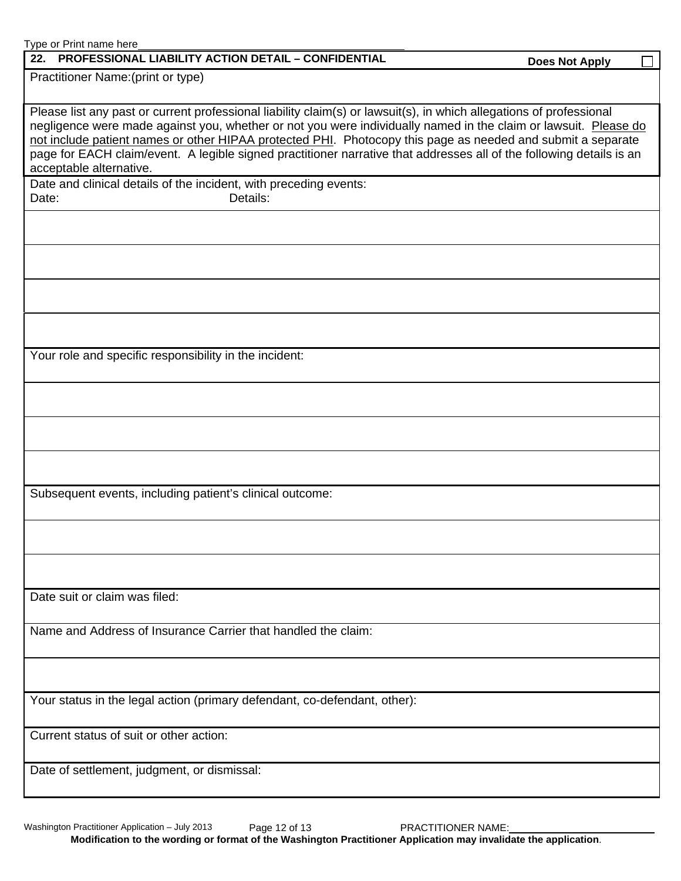Type or Print name here\_\_\_\_\_\_\_\_\_\_\_\_\_\_\_\_\_\_\_\_\_\_\_\_\_\_\_\_\_\_\_\_\_\_\_\_\_\_\_\_\_\_\_\_

| **22. PROFESSIONAL LIABILITY ACTION DETAIL – CONFIDENTIAL** | **Does Not Apply** ☐ |
|---|---|
| Practitioner Name:(print or type) | |
| Please list any past or current professional liability claim(s) or lawsuit(s), in which allegations of professional negligence were made against you, whether or not you were individually named in the claim or lawsuit. <u>Please do not include patient names or other HIPAA protected PHI</u>. Photocopy this page as needed and submit a separate page for EACH claim/event. A legible signed practitioner narrative that addresses all of the following details is an acceptable alternative. | |
| Date and clinical details of the incident, with preceding events:<br>Date: Details: | |
| | |
| | |
| | |
| | |
| Your role and specific responsibility in the incident: | |
| | |
| | |
| | |
| Subsequent events, including patient's clinical outcome: | |
| | |
| | |
| Date suit or claim was filed: | |
| Name and Address of Insurance Carrier that handled the claim: | |
| | |
| Your status in the legal action (primary defendant, co-defendant, other): | |
| Current status of suit or other action: | |
| Date of settlement, judgment, or dismissal: | |

PRACTITIONER NAME:\_\_\_\_\_\_\_\_\_\_\_\_\_\_\_\_\_\_\_\_\_\_\_\_

**Modification to the wording or format of the Washington Practitioner Application may invalidate the application**.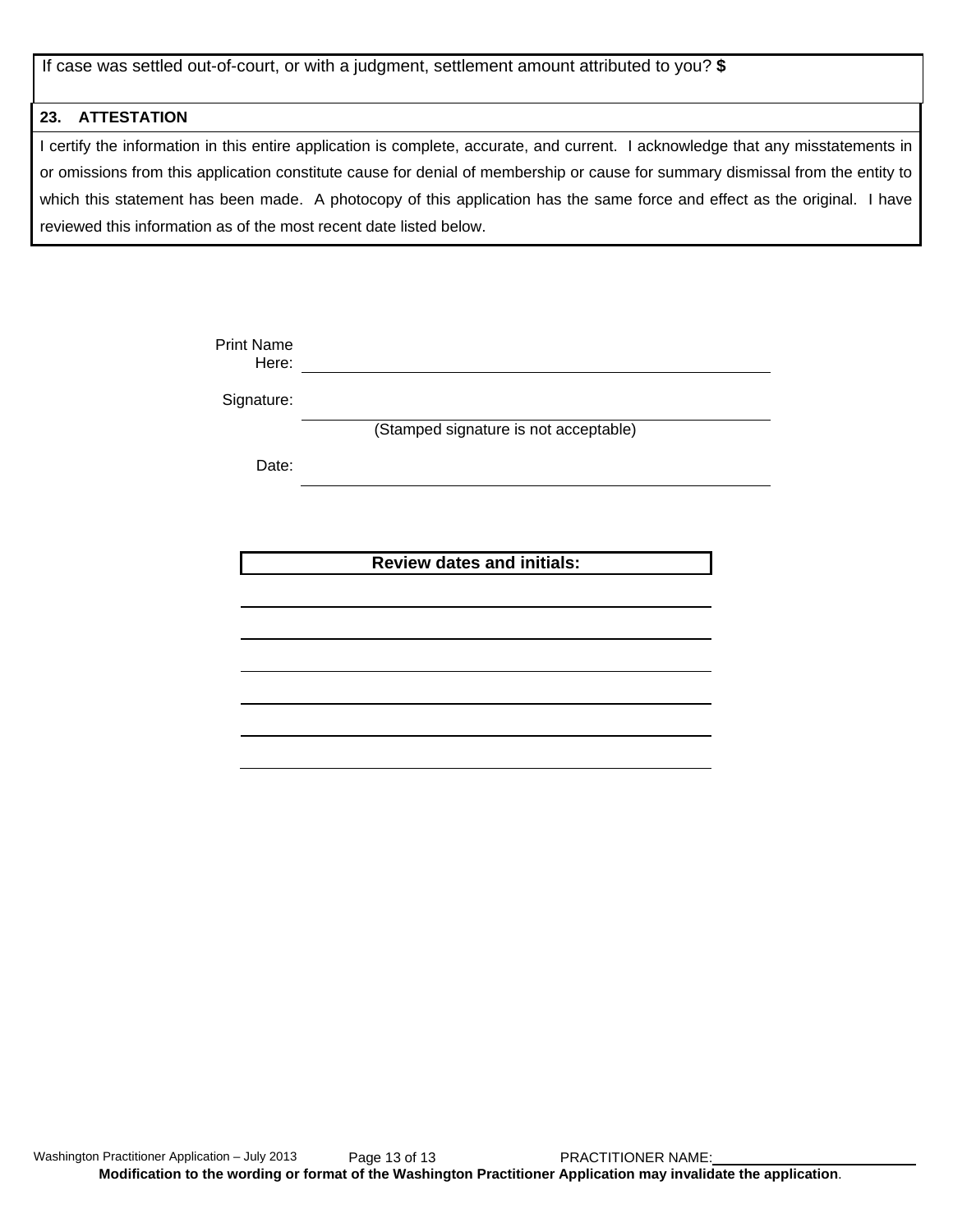If case was settled out-of-court, or with a judgment, settlement amount attributed to you? **$**

**23. ATTESTATION**

I certify the information in this entire application is complete, accurate, and current. I acknowledge that any misstatements in or omissions from this application constitute cause for denial of membership or cause for summary dismissal from the entity to which this statement has been made. A photocopy of this application has the same force and effect as the original. I have reviewed this information as of the most recent date listed below.

Print Name Here: ______________________________

Signature: ______________________________
(Stamped signature is not acceptable)

Date: ______________________________

**Review dates and initials:**

______________________________

______________________________

______________________________

______________________________

______________________________

______________________________

Washington Practitioner Application – July 2013 PRACTITIONER NAME: ______________________________

**Modification to the wording or format of the Washington Practitioner Application may invalidate the application.**